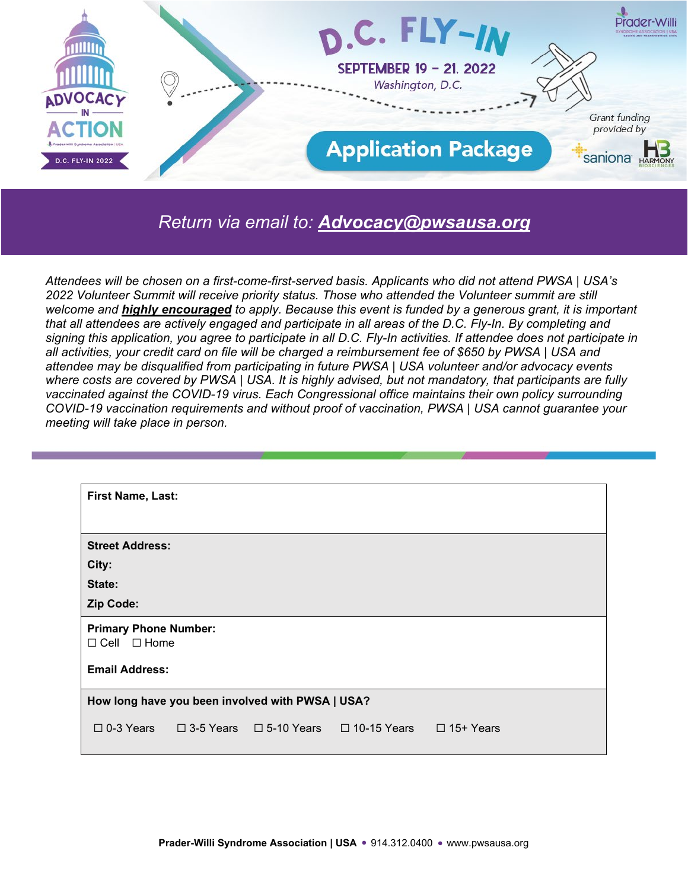# D.C. FLY-IN

**SEPTEMBER 19 – 21, 2022**

*Washington, D.C.*

ADVOCACY IN ACTION — D.C. FLY-IN 2022

Grant funding provided by saniona, HARMONY BIOSCIENCES

## Application Package

*Return via email to:* ***Advocacy@pwsausa.org***

*Attendees will be chosen on a first-come-first-served basis. Applicants who did not attend PWSA | USA's 2022 Volunteer Summit will receive priority status. Those who attended the Volunteer summit are still welcome and **highly encouraged** to apply. Because this event is funded by a generous grant, it is important that all attendees are actively engaged and participate in all areas of the D.C. Fly-In. By completing and signing this application, you agree to participate in all D.C. Fly-In activities. If attendee does not participate in all activities, your credit card on file will be charged a reimbursement fee of $650 by PWSA | USA and attendee may be disqualified from participating in future PWSA | USA volunteer and/or advocacy events where costs are covered by PWSA | USA. It is highly advised, but not mandatory, that participants are fully vaccinated against the COVID-19 virus. Each Congressional office maintains their own policy surrounding COVID-19 vaccination requirements and without proof of vaccination, PWSA | USA cannot guarantee your meeting will take place in person.*

---

**First Name, Last:**

**Street Address:**

**City:**

**State:**

**Zip Code:**

**Primary Phone Number:**

☐ Cell ☐ Home

**Email Address:**

**How long have you been involved with PWSA | USA?**

☐ 0-3 Years ☐ 3-5 Years ☐ 5-10 Years ☐ 10-15 Years ☐ 15+ Years

**Prader-Willi Syndrome Association | USA** • 914.312.0400 • www.pwsausa.org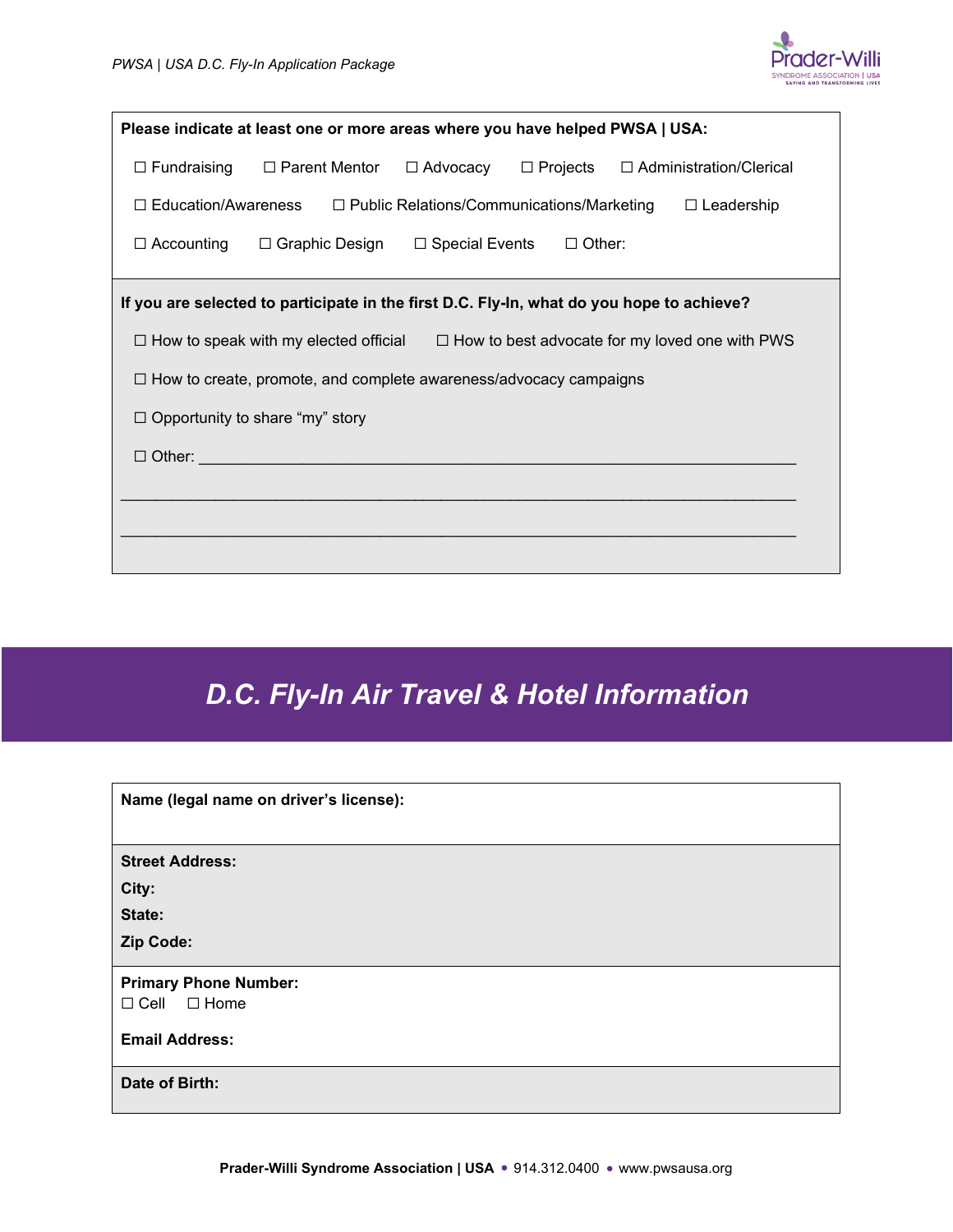**Please indicate at least one or more areas where you have helped PWSA | USA:**

☐ Fundraising ☐ Parent Mentor ☐ Advocacy ☐ Projects ☐ Administration/Clerical

☐ Education/Awareness ☐ Public Relations/Communications/Marketing ☐ Leadership

☐ Accounting ☐ Graphic Design ☐ Special Events ☐ Other:

**If you are selected to participate in the first D.C. Fly-In, what do you hope to achieve?**

☐ How to speak with my elected official ☐ How to best advocate for my loved one with PWS

☐ How to create, promote, and complete awareness/advocacy campaigns

☐ Opportunity to share "my" story

☐ Other: ________________________________________________________________

________________________________________________________________________

________________________________________________________________________

## *D.C. Fly-In Air Travel & Hotel Information*

**Name (legal name on driver's license):**

**Street Address:**
**City:**
**State:**
**Zip Code:**

**Primary Phone Number:**
☐ Cell ☐ Home

**Email Address:**

**Date of Birth:**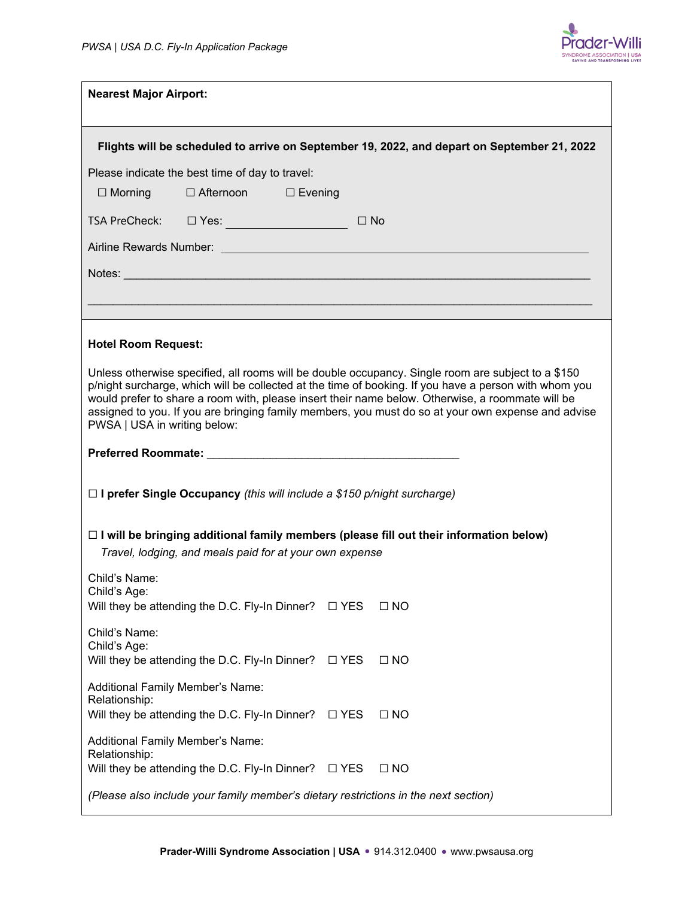**Nearest Major Airport:**

**Flights will be scheduled to arrive on September 19, 2022, and depart on September 21, 2022**

Please indicate the best time of day to travel:

☐ Morning ☐ Afternoon ☐ Evening

TSA PreCheck: ☐ Yes: ____________________ ☐ No

Airline Rewards Number: ____________________________________________________________

Notes: ____________________________________________________________________________

____________________________________________________________________________________

**Hotel Room Request:**

Unless otherwise specified, all rooms will be double occupancy. Single room are subject to a $150 p/night surcharge, which will be collected at the time of booking. If you have a person with whom you would prefer to share a room with, please insert their name below. Otherwise, a roommate will be assigned to you. If you are bringing family members, you must do so at your own expense and advise PWSA | USA in writing below:

**Preferred Roommate:** ________________________________________

☐ **I prefer Single Occupancy** *(this will include a $150 p/night surcharge)*

☐ **I will be bringing additional family members (please fill out their information below)**

*Travel, lodging, and meals paid for at your own expense*

Child's Name:
Child's Age:
Will they be attending the D.C. Fly-In Dinner? ☐ YES ☐ NO

Child's Name:
Child's Age:
Will they be attending the D.C. Fly-In Dinner? ☐ YES ☐ NO

Additional Family Member's Name:
Relationship:
Will they be attending the D.C. Fly-In Dinner? ☐ YES ☐ NO

Additional Family Member's Name:
Relationship:
Will they be attending the D.C. Fly-In Dinner? ☐ YES ☐ NO

*(Please also include your family member's dietary restrictions in the next section)*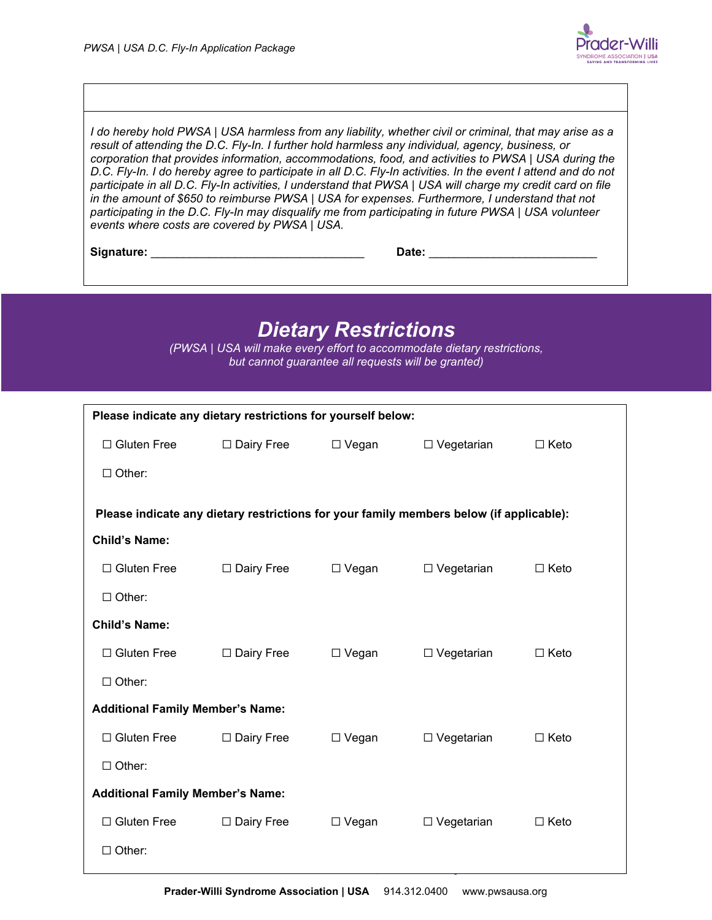*I do hereby hold PWSA | USA harmless from any liability, whether civil or criminal, that may arise as a result of attending the D.C. Fly-In. I further hold harmless any individual, agency, business, or corporation that provides information, accommodations, food, and activities to PWSA | USA during the D.C. Fly-In. I do hereby agree to participate in all D.C. Fly-In activities. In the event I attend and do not participate in all D.C. Fly-In activities, I understand that PWSA | USA will charge my credit card on file in the amount of $650 to reimburse PWSA | USA for expenses. Furthermore, I understand that not participating in the D.C. Fly-In may disqualify me from participating in future PWSA | USA volunteer events where costs are covered by PWSA | USA.*

**Signature:** ________________________________ **Date:** _________________________

## *Dietary Restrictions*

*(PWSA | USA will make every effort to accommodate dietary restrictions, but cannot guarantee all requests will be granted)*

**Please indicate any dietary restrictions for yourself below:**

☐ Gluten Free ☐ Dairy Free ☐ Vegan ☐ Vegetarian ☐ Keto

☐ Other:

**Please indicate any dietary restrictions for your family members below (if applicable):**

**Child's Name:**

☐ Gluten Free ☐ Dairy Free ☐ Vegan ☐ Vegetarian ☐ Keto

☐ Other:

**Child's Name:**

☐ Gluten Free ☐ Dairy Free ☐ Vegan ☐ Vegetarian ☐ Keto

☐ Other:

**Additional Family Member's Name:**

☐ Gluten Free ☐ Dairy Free ☐ Vegan ☐ Vegetarian ☐ Keto

☐ Other:

**Additional Family Member's Name:**

☐ Gluten Free ☐ Dairy Free ☐ Vegan ☐ Vegetarian ☐ Keto

☐ Other: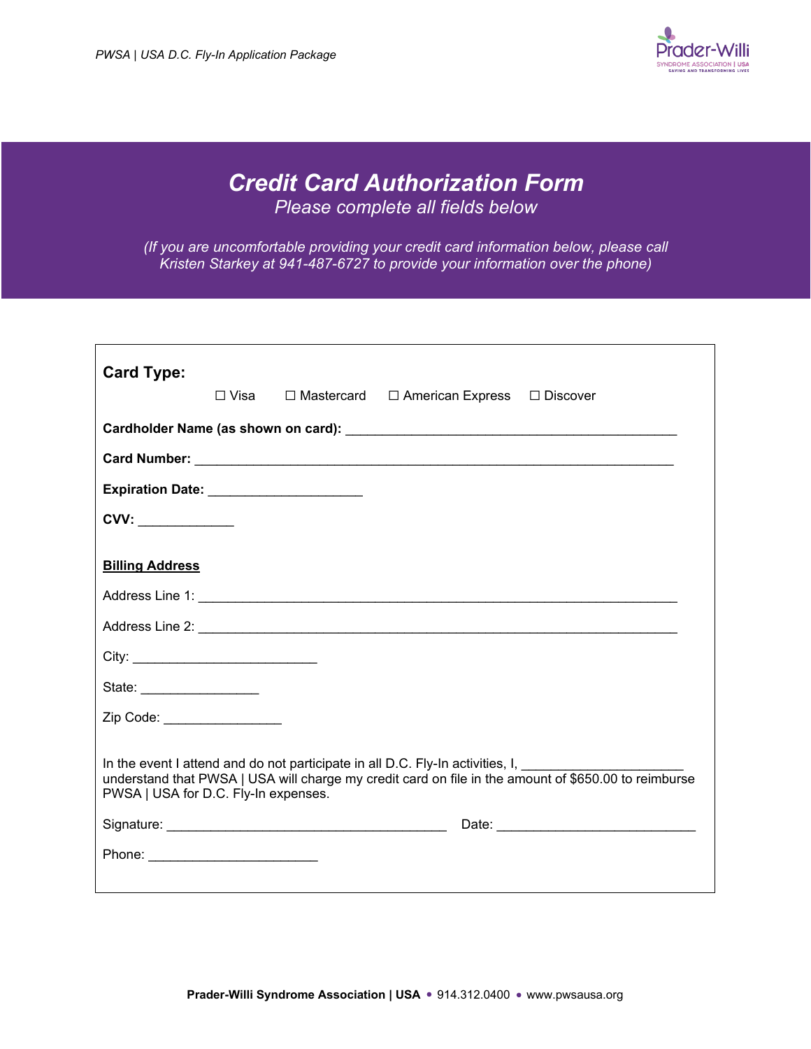# *Credit Card Authorization Form*

*Please complete all fields below*

*(If you are uncomfortable providing your credit card information below, please call Kristen Starkey at 941-487-6727 to provide your information over the phone)*

**Card Type:**

☐ Visa ☐ Mastercard ☐ American Express ☐ Discover

**Cardholder Name (as shown on card):** _______________________________________________

**Card Number:** _____________________________________________________________________

**Expiration Date:** _____________________

**CVV:** _____________

**Billing Address**

Address Line 1: ____________________________________________________________________

Address Line 2: ____________________________________________________________________

City: __________________________

State: ________________

Zip Code: ________________

In the event I attend and do not participate in all D.C. Fly-In activities, I, ______________________ understand that PWSA | USA will charge my credit card on file in the amount of $650.00 to reimburse PWSA | USA for D.C. Fly-In expenses.

Signature: _______________________________________ Date: ____________________________

Phone: ________________________

**Prader-Willi Syndrome Association | USA** • 914.312.0400 • www.pwsausa.org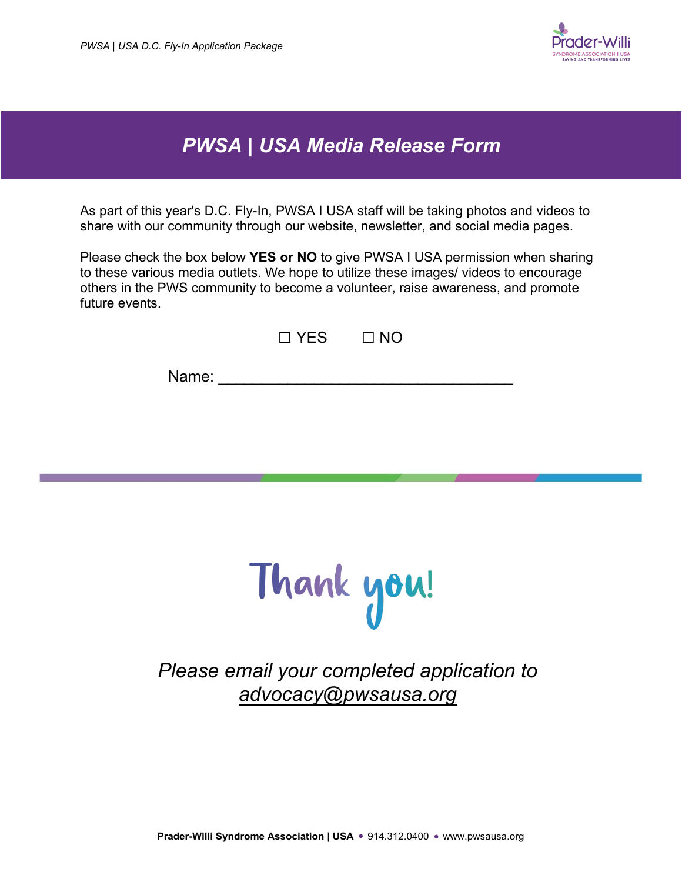# *PWSA | USA Media Release Form*

As part of this year's D.C. Fly-In, PWSA I USA staff will be taking photos and videos to share with our community through our website, newsletter, and social media pages.

Please check the box below **YES or NO** to give PWSA I USA permission when sharing to these various media outlets. We hope to utilize these images/ videos to encourage others in the PWS community to become a volunteer, raise awareness, and promote future events.

☐ YES ☐ NO

Name: ___________________________________

Thank you!

*Please email your completed application to advocacy@pwsausa.org*

**Prader-Willi Syndrome Association | USA** • 914.312.0400 • www.pwsausa.org